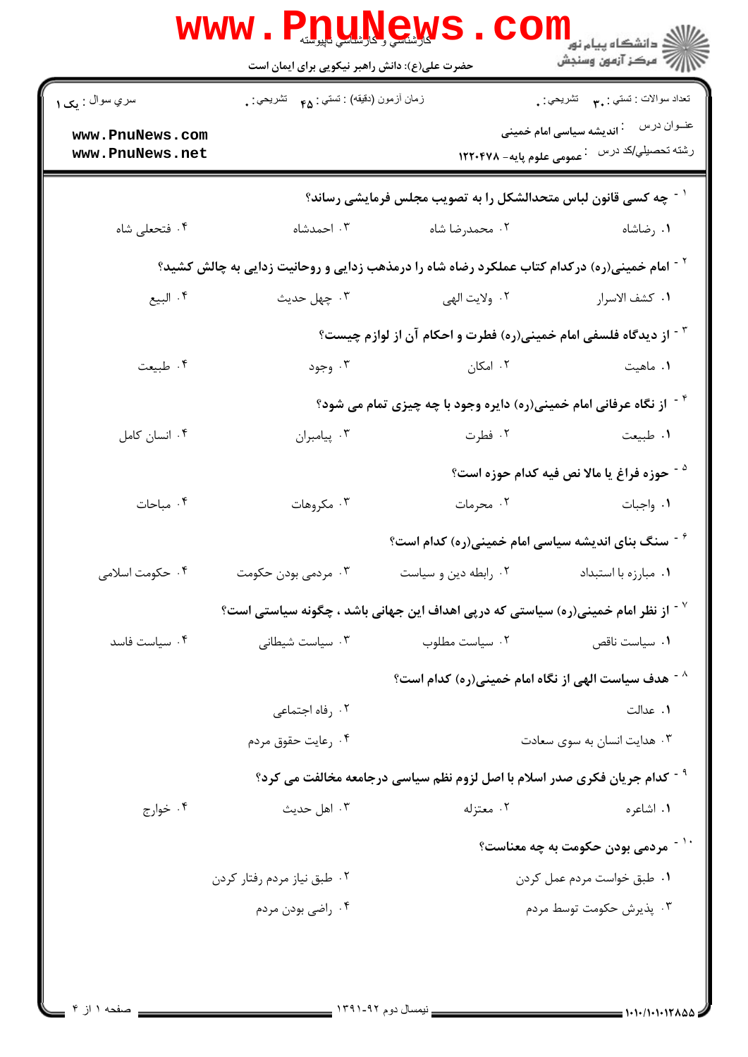کارشناسی و کارشناسی ناپیوسته

حضرت علی(ع): دانش راهبر نیکویی برای ایمان است

دانشگاه پیام نور
مرکز آزمون وسنجش

سري سوال : یک ۱ | زمان آزمون (دقیقه) : تستی : ۴۵ تشریحی : ۰ | تعداد سوالات : تستی : ۳۰ تشریحی : ۰

عنوان درس : اندیشه سیاسی امام خمینی

رشته تحصیلي/کد درس : عمومی علوم پایه- ۱۲۲۰۴۷۸

۱- چه کسی قانون لباس متحدالشکل را به تصویب مجلس فرمایشی رساند؟

۱. رضاشاه
۲. محمدرضا شاه
۳. احمدشاه
۴. فتحعلی شاه

۲- امام خمینی(ره) درکدام کتاب عملکرد رضاه شاه را درمذهب زدایی و روحانیت زدایی به چالش کشید؟

۱. کشف الاسرار
۲. ولایت الهی
۳. چهل حدیث
۴. البیع

۳- از دیدگاه فلسفی امام خمینی(ره) فطرت و احکام آن از لوازم چیست؟

۱. ماهیت
۲. امکان
۳. وجود
۴. طبیعت

۴- از نگاه عرفانی امام خمینی(ره) دایره وجود با چه چیزی تمام می شود؟

۱. طبیعت
۲. فطرت
۳. پیامبران
۴. انسان کامل

۵- حوزه فراغ یا مالا نص فیه کدام حوزه است؟

۱. واجبات
۲. محرمات
۳. مکروهات
۴. مباحات

۶- سنگ بنای اندیشه سیاسی امام خمینی(ره) کدام است؟

۱. مبارزه با استبداد
۲. رابطه دین و سیاست
۳. مردمی بودن حکومت
۴. حکومت اسلامی

۷- از نظر امام خمینی(ره) سیاستی که درپی اهداف این جهانی باشد ، چگونه سیاستی است؟

۱. سیاست ناقص
۲. سیاست مطلوب
۳. سیاست شیطانی
۴. سیاست فاسد

۸- هدف سیاست الهی از نگاه امام خمینی(ره) کدام است؟

۱. عدالت
۲. رفاه اجتماعی
۳. هدایت انسان به سوی سعادت
۴. رعایت حقوق مردم

۹- کدام جریان فکری صدر اسلام با اصل لزوم نظم سیاسی درجامعه مخالفت می کرد؟

۱. اشاعره
۲. معتزله
۳. اهل حدیث
۴. خوارج

۱۰- مردمی بودن حکومت به چه معناست؟

۱. طبق خواست مردم عمل کردن
۲. طبق نیاز مردم رفتار کردن
۳. پذیرش حکومت توسط مردم
۴. راضی بودن مردم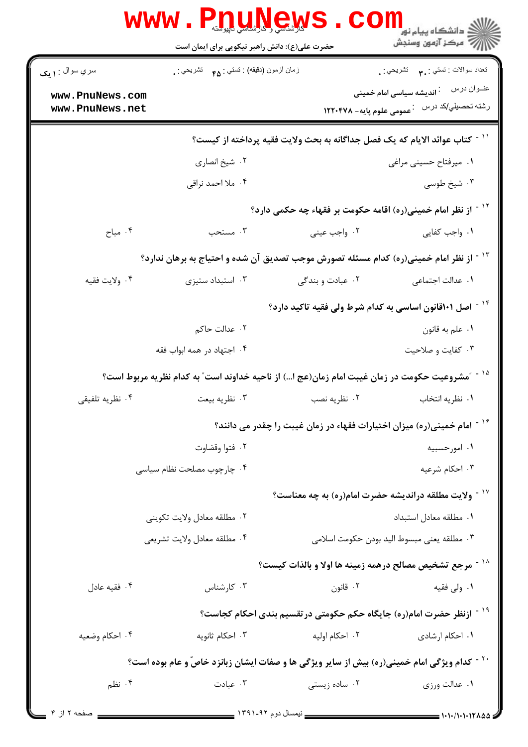تعداد سوالات : تستی : ۳۰ تشریحی : ۰
زمان آزمون (دقیقه) : تستی : ۴۵ تشریحی : ۰
سری سوال : ۱ یک

عنوان درس : اندیشه سیاسی امام خمینی

رشته تحصیلی/کد درس : عمومی علوم پایه- ۱۲۲۰۴۷۸

۱۱- کتاب عوائد الایام که یک فصل جداگانه به بحث ولایت فقیه پرداخته از کیست؟

۱. میرفتاح حسینی مراغی
۲. شیخ انصاری
۳. شیخ طوسی
۴. ملا احمد نراقی

۱۲- از نظر امام خمینی(ره) اقامه حکومت بر فقهاء چه حکمی دارد؟

۱. واجب کفایی
۲. واجب عینی
۳. مستحب
۴. مباح

۱۳- از نظر امام خمینی(ره) کدام مسئله تصورش موجب تصدیق آن شده و احتیاج به برهان ندارد؟

۱. عدالت اجتماعی
۲. عبادت و بندگی
۳. استبداد ستیزی
۴. ولایت فقیه

۱۴- اصل ۱۰۱قانون اساسی به کدام شرط ولی فقیه تاکید دارد؟

۱. علم به قانون
۲. عدالت حاکم
۳. کفایت و صلاحیت
۴. اجتهاد در همه ابواب فقه

۱۵- "مشروعیت حکومت در زمان غیبت امام زمان(عج ا...) از ناحیه خداوند است" به کدام نظریه مربوط است؟

۱. نظریه انتخاب
۲. نظریه نصب
۳. نظریه بیعت
۴. نظریه تلفیقی

۱۶- امام خمینی(ره) میزان اختیارات فقهاء در زمان غیبت را چقدر می دانند؟

۱. امورحسبیه
۲. فتوا وقضاوت
۳. احکام شرعیه
۴. چارچوب مصلحت نظام سیاسی

۱۷- ولایت مطلقه دراندیشه حضرت امام(ره) به چه معناست؟

۱. مطلقه معادل استبداد
۲. مطلقه معادل ولایت تکوینی
۳. مطلقه یعنی مبسوط الید بودن حکومت اسلامی
۴. مطلقه معادل ولایت تشریعی

۱۸- مرجع تشخیص مصالح درهمه زمینه ها اولا و بالذات کیست؟

۱. ولی فقیه
۲. قانون
۳. کارشناس
۴. فقیه عادل

۱۹- ازنظر حضرت امام(ره) جایگاه حکم حکومتی درتقسیم بندی احکام کجاست؟

۱. احکام ارشادی
۲. احکام اولیه
۳. احکام ثانویه
۴. احکام وضعیه

۲۰- کدام ویژگی امام خمینی(ره) بیش از سایر ویژگی ها و صفات ایشان زبانزد خاصّ و عام بوده است؟

۱. عدالت ورزی
۲. ساده زیستی
۳. عبادت
۴. نظم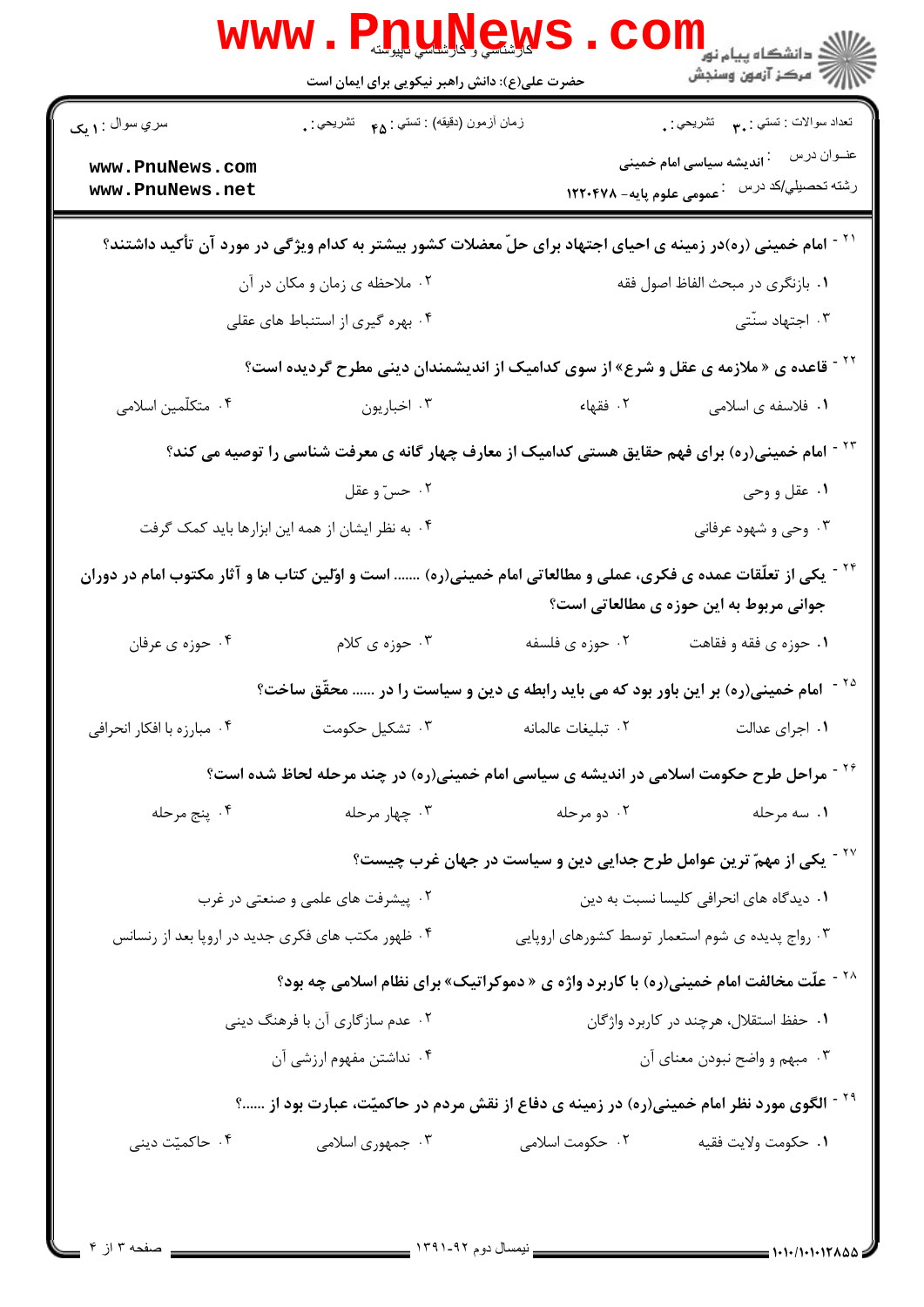| سري سوال : ۱ یک | زمان آزمون (دقیقه) : تستي : ۴۵ تشریحي : ۰ | تعداد سوالات : تستي : ۳۰ تشریحي : ۰ |
|---|---|---|
| www.PnuNews.com | | عنــوان درس : اندیشه سیاسی امام خمینی |
| www.PnuNews.net | | رشته تحصيلي/کد درس : عمومی علوم پایه- ۱۲۲۰۴۷۸ |

۲۱ - امام خمینی (ره)در زمینه ی احیای اجتهاد برای حلّ معضلات کشور بیشتر به کدام ویژگی در مورد آن تأکید داشتند؟

۱. بازنگری در مبحث الفاظ اصول فقه
۲. ملاحظه ی زمان و مکان در آن
۳. اجتهاد سنّتی
۴. بهره گیری از استنباط های عقلی

۲۲ - قاعده ی « ملازمه ی عقل و شرع» از سوی کدامیک از اندیشمندان دینی مطرح گردیده است؟

۱. فلاسفه ی اسلامی
۲. فقهاء
۳. اخباریون
۴. متکلّمین اسلامی

۲۳ - امام خمینی(ره) برای فهم حقایق هستی کدامیک از معارف چهار گانه ی معرفت شناسی را توصیه می کند؟

۱. عقل و وحی
۲. حسّ و عقل
۳. وحی و شهود عرفانی
۴. به نظر ایشان از همه این ابزارها باید کمک گرفت

۲۴ - یکی از تعلّقات عمده ی فکری، عملی و مطالعاتی امام خمینی(ره) ....... است و اوّلین کتاب ها و آثار مکتوب امام در دوران جوانی مربوط به این حوزه ی مطالعاتی است؟

۱. حوزه ی فقه و فقاهت
۲. حوزه ی فلسفه
۳. حوزه ی کلام
۴. حوزه ی عرفان

۲۵ - امام خمینی(ره) بر این باور بود که می باید رابطه ی دین و سیاست را در ...... محقّق ساخت؟

۱. اجرای عدالت
۲. تبلیغات عالمانه
۳. تشکیل حکومت
۴. مبارزه با افکار انحرافی

۲۶ - مراحل طرح حکومت اسلامی در اندیشه ی سیاسی امام خمینی(ره) در چند مرحله لحاظ شده است؟

۱. سه مرحله
۲. دو مرحله
۳. چهار مرحله
۴. پنج مرحله

۲۷ - یکی از مهمّ ترین عوامل طرح جدایی دین و سیاست در جهان غرب چیست؟

۱. دیدگاه های انحرافی کلیسا نسبت به دین
۲. پیشرفت های علمی و صنعتی در غرب
۳. رواج پدیده ی شوم استعمار توسط کشورهای اروپایی
۴. ظهور مکتب های فکری جدید در اروپا بعد از رنسانس

۲۸ - علّت مخالفت امام خمینی(ره) با کاربرد واژه ی « دموکراتیک» برای نظام اسلامی چه بود؟

۱. حفظ استقلال، هرچند در کاربرد واژگان
۲. عدم سازگاری آن با فرهنگ دینی
۳. مبهم و واضح نبودن معنای آن
۴. نداشتن مفهوم ارزشی آن

۲۹ - الگوی مورد نظر امام خمینی(ره) در زمینه ی دفاع از نقش مردم در حاکمیّت، عبارت بود از ......؟

۱. حکومت ولایت فقیه
۲. حکومت اسلامی
۳. جمهوری اسلامی
۴. حاکمیّت دینی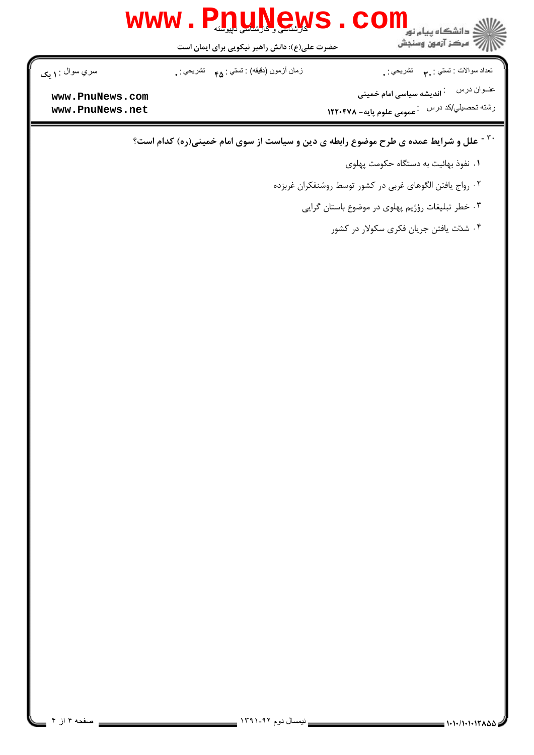۳۰ - **علل و شرایط عمده ی طرح موضوع رابطه ی دین و سیاست از سوی امام خمینی(ره) کدام است؟**

۱. نفوذ بهائیت به دستگاه حکومت پهلوی

۲. رواج یافتن الگوهای غربی در کشور توسط روشنفکران غربزده

۳. خطر تبلیغات رژیم پهلوی در موضوع باستان گرایی

۴. شدت یافتن جریان فکری سکولار در کشور